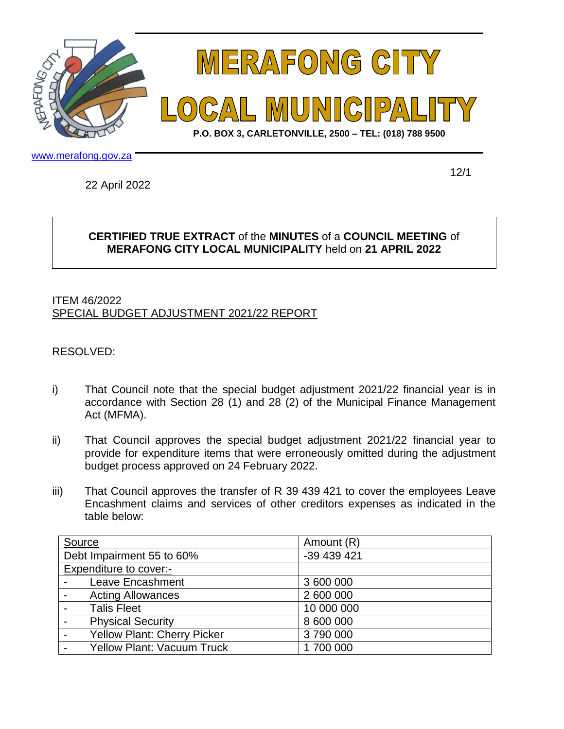# MERAFONG CITY LOCAL MUNICIPALITY

**P.O. BOX 3, CARLETONVILLE, 2500 – TEL: (018) 788 9500**

www.merafong.gov.za

12/1

22 April 2022

**CERTIFIED TRUE EXTRACT** of the **MINUTES** of a **COUNCIL MEETING** of **MERAFONG CITY LOCAL MUNICIPALITY** held on **21 APRIL 2022**

ITEM 46/2022
SPECIAL BUDGET ADJUSTMENT 2021/22 REPORT

RESOLVED:

i) That Council note that the special budget adjustment 2021/22 financial year is in accordance with Section 28 (1) and 28 (2) of the Municipal Finance Management Act (MFMA).

ii) That Council approves the special budget adjustment 2021/22 financial year to provide for expenditure items that were erroneously omitted during the adjustment budget process approved on 24 February 2022.

iii) That Council approves the transfer of R 39 439 421 to cover the employees Leave Encashment claims and services of other creditors expenses as indicated in the table below:

| Source | Amount (R) |
|---|---|
| Debt Impairment 55 to 60% | -39 439 421 |
| Expenditure to cover:- | |
| - Leave Encashment | 3 600 000 |
| - Acting Allowances | 2 600 000 |
| - Talis Fleet | 10 000 000 |
| - Physical Security | 8 600 000 |
| - Yellow Plant: Cherry Picker | 3 790 000 |
| - Yellow Plant: Vacuum Truck | 1 700 000 |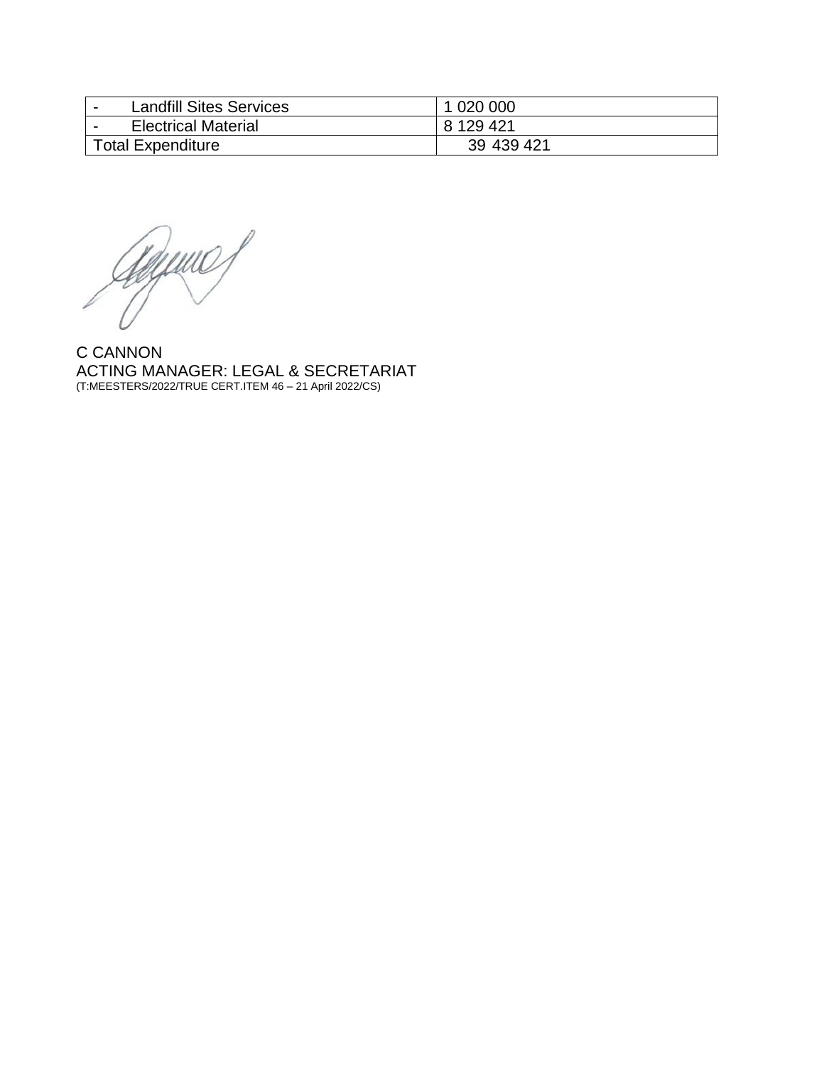| | |
|---|---|
| - Landfill Sites Services | 1 020 000 |
| - Electrical Material | 8 129 421 |
| Total Expenditure | 39 439 421 |

C CANNON
ACTING MANAGER: LEGAL & SECRETARIAT
(T:MEESTERS/2022/TRUE CERT.ITEM 46 – 21 April 2022/CS)